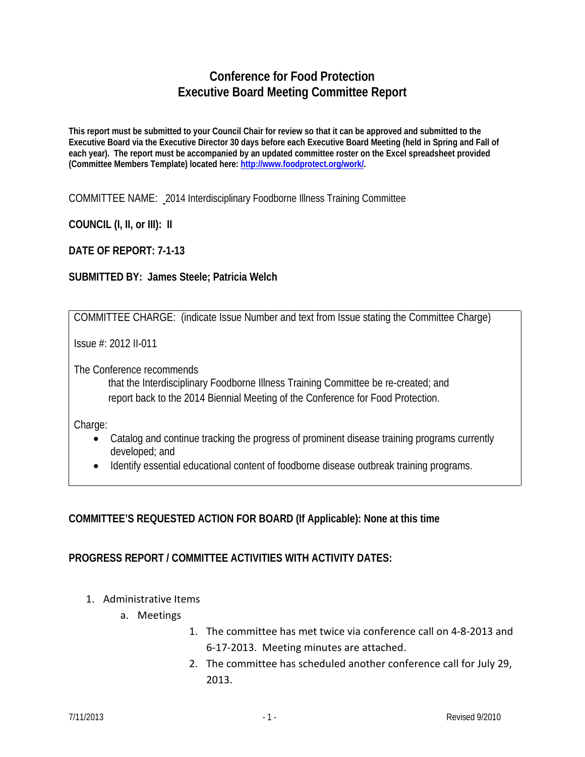# Conference for Food Protection
# Executive Board Meeting Committee Report

**This report must be submitted to your Council Chair for review so that it can be approved and submitted to the Executive Board via the Executive Director 30 days before each Executive Board Meeting (held in Spring and Fall of each year). The report must be accompanied by an updated committee roster on the Excel spreadsheet provided (Committee Members Template) located here: http://www.foodprotect.org/work/.**

COMMITTEE NAME: 2014 Interdisciplinary Foodborne Illness Training Committee

**COUNCIL (I, II, or III): II**

**DATE OF REPORT: 7-1-13**

**SUBMITTED BY: James Steele; Patricia Welch**

COMMITTEE CHARGE: (indicate Issue Number and text from Issue stating the Committee Charge)

Issue #: 2012 II-011

The Conference recommends

that the Interdisciplinary Foodborne Illness Training Committee be re-created; and report back to the 2014 Biennial Meeting of the Conference for Food Protection.

Charge:

- Catalog and continue tracking the progress of prominent disease training programs currently developed; and
- Identify essential educational content of foodborne disease outbreak training programs.

**COMMITTEE'S REQUESTED ACTION FOR BOARD (If Applicable): None at this time**

**PROGRESS REPORT / COMMITTEE ACTIVITIES WITH ACTIVITY DATES:**

1. Administrative Items
   a. Meetings
      1. The committee has met twice via conference call on 4-8-2013 and 6-17-2013. Meeting minutes are attached.
      2. The committee has scheduled another conference call for July 29, 2013.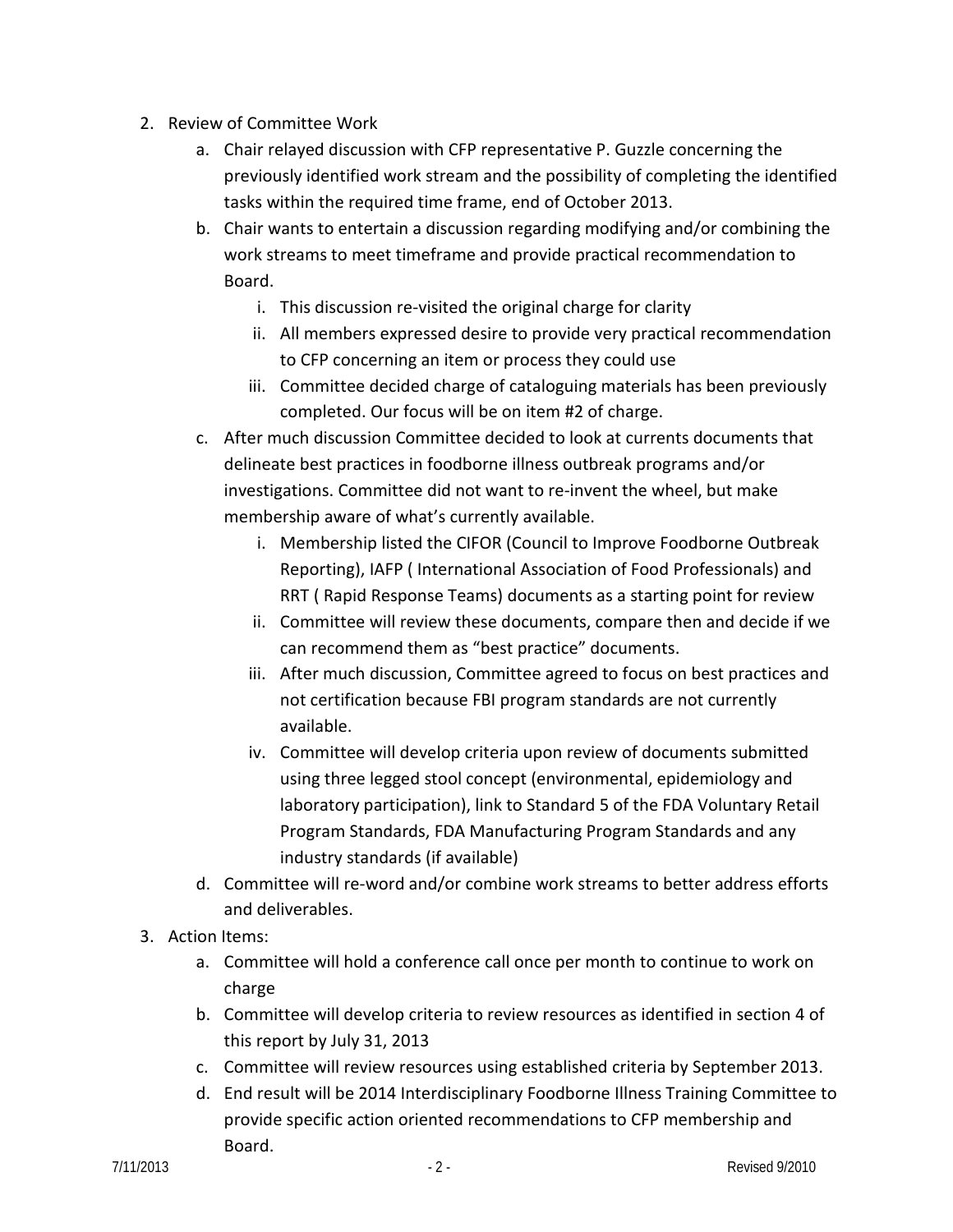2. Review of Committee Work
    a. Chair relayed discussion with CFP representative P. Guzzle concerning the previously identified work stream and the possibility of completing the identified tasks within the required time frame, end of October 2013.
    b. Chair wants to entertain a discussion regarding modifying and/or combining the work streams to meet timeframe and provide practical recommendation to Board.
        i. This discussion re-visited the original charge for clarity
        ii. All members expressed desire to provide very practical recommendation to CFP concerning an item or process they could use
        iii. Committee decided charge of cataloguing materials has been previously completed. Our focus will be on item #2 of charge.
    c. After much discussion Committee decided to look at currents documents that delineate best practices in foodborne illness outbreak programs and/or investigations. Committee did not want to re-invent the wheel, but make membership aware of what's currently available.
        i. Membership listed the CIFOR (Council to Improve Foodborne Outbreak Reporting), IAFP ( International Association of Food Professionals) and RRT ( Rapid Response Teams) documents as a starting point for review
        ii. Committee will review these documents, compare then and decide if we can recommend them as "best practice" documents.
        iii. After much discussion, Committee agreed to focus on best practices and not certification because FBI program standards are not currently available.
        iv. Committee will develop criteria upon review of documents submitted using three legged stool concept (environmental, epidemiology and laboratory participation), link to Standard 5 of the FDA Voluntary Retail Program Standards, FDA Manufacturing Program Standards and any industry standards (if available)
    d. Committee will re-word and/or combine work streams to better address efforts and deliverables.
3. Action Items:
    a. Committee will hold a conference call once per month to continue to work on charge
    b. Committee will develop criteria to review resources as identified in section 4 of this report by July 31, 2013
    c. Committee will review resources using established criteria by September 2013.
    d. End result will be 2014 Interdisciplinary Foodborne Illness Training Committee to provide specific action oriented recommendations to CFP membership and Board.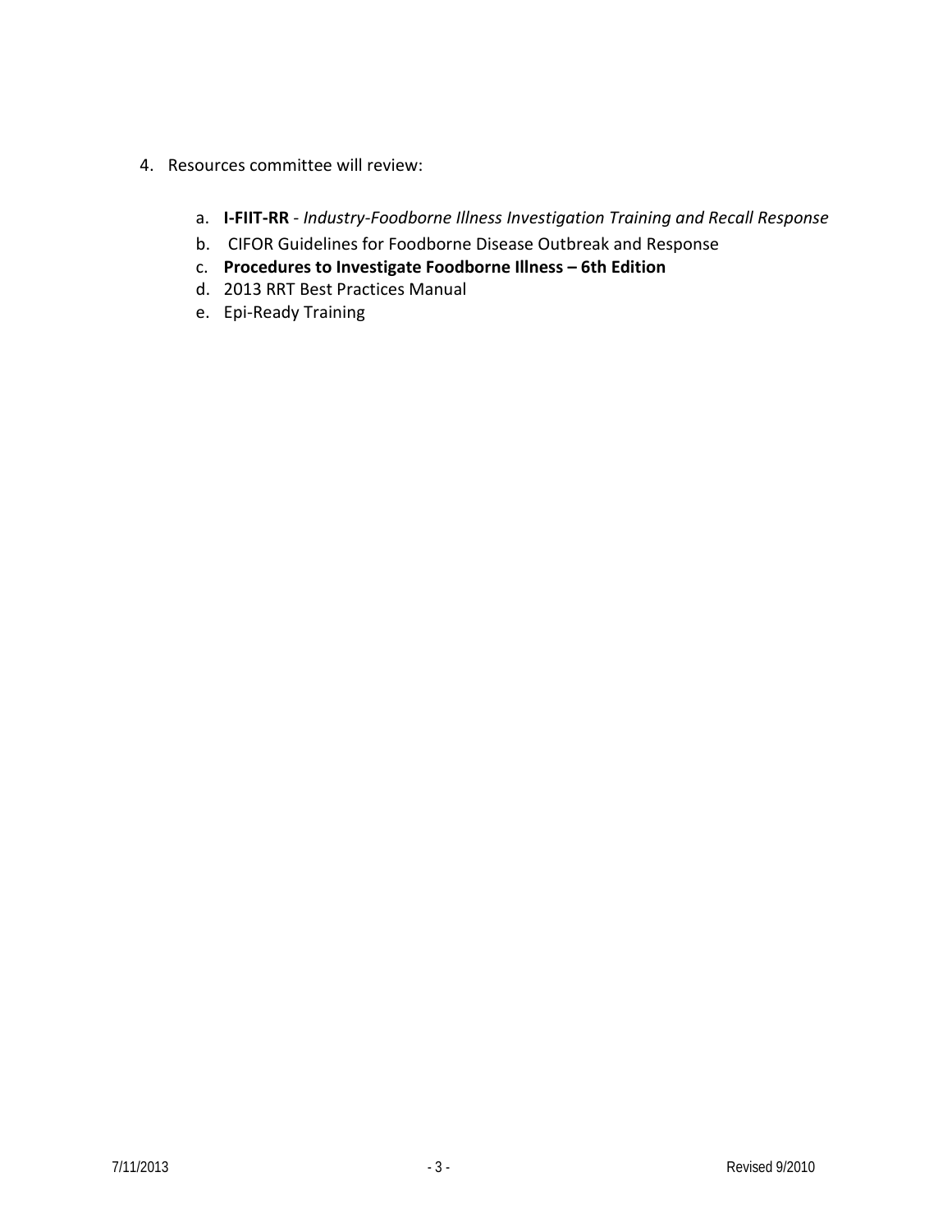4. Resources committee will review:

    a. **I-FIIT-RR** - *Industry-Foodborne Illness Investigation Training and Recall Response*
    b. CIFOR Guidelines for Foodborne Disease Outbreak and Response
    c. **Procedures to Investigate Foodborne Illness – 6th Edition**
    d. 2013 RRT Best Practices Manual
    e. Epi-Ready Training